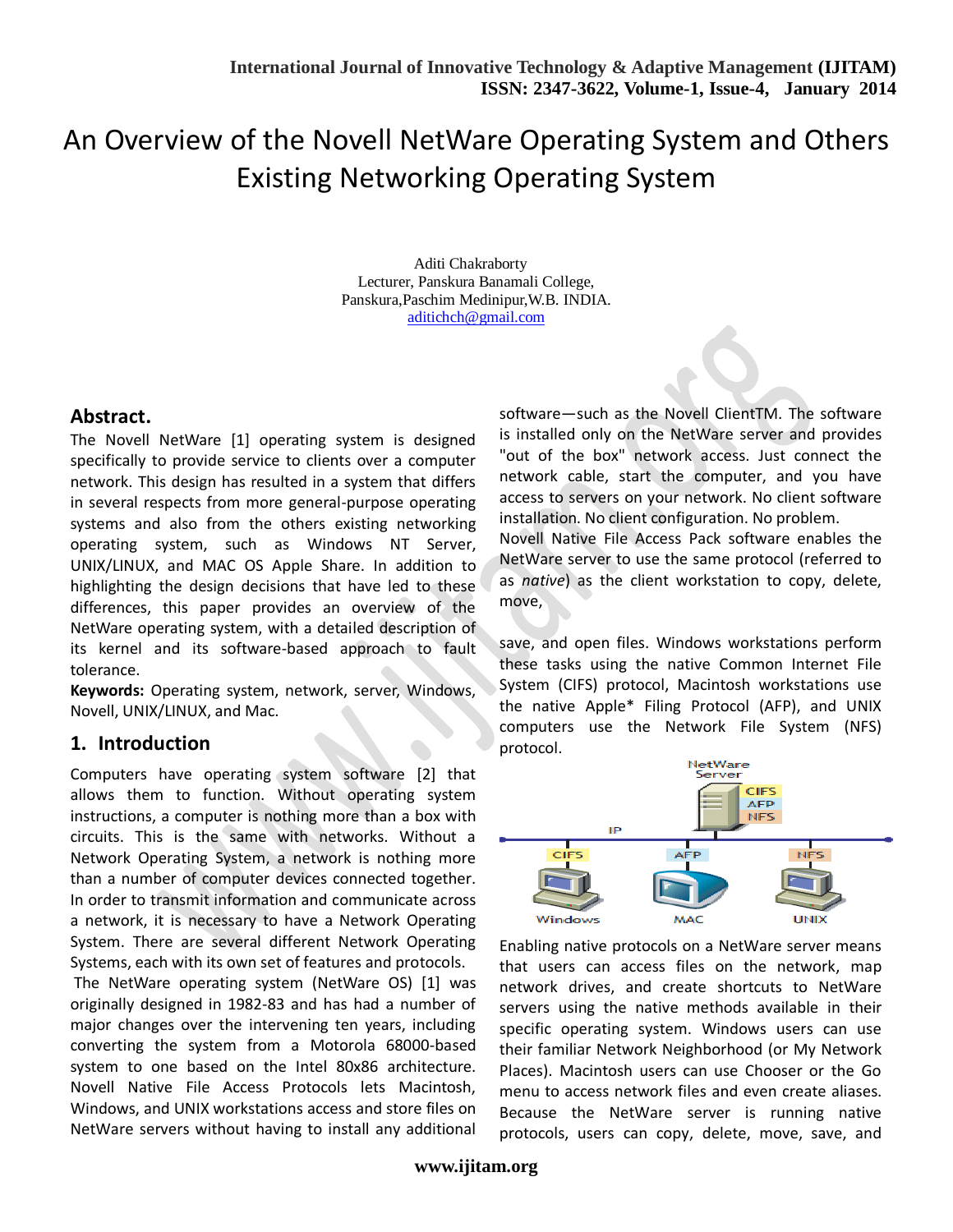# An Overview of the Novell NetWare Operating System and Others Existing Networking Operating System

Aditi Chakraborty
Lecturer, Panskura Banamali College,
Panskura,Paschim Medinipur,W.B. INDIA.
aditichch@gmail.com

## Abstract.

The Novell NetWare [1] operating system is designed specifically to provide service to clients over a computer network. This design has resulted in a system that differs in several respects from more general-purpose operating systems and also from the others existing networking operating system, such as Windows NT Server, UNIX/LINUX, and MAC OS Apple Share. In addition to highlighting the design decisions that have led to these differences, this paper provides an overview of the NetWare operating system, with a detailed description of its kernel and its software-based approach to fault tolerance.

**Keywords:** Operating system, network, server, Windows, Novell, UNIX/LINUX, and Mac.

## 1. Introduction

Computers have operating system software [2] that allows them to function. Without operating system instructions, a computer is nothing more than a box with circuits. This is the same with networks. Without a Network Operating System, a network is nothing more than a number of computer devices connected together. In order to transmit information and communicate across a network, it is necessary to have a Network Operating System. There are several different Network Operating Systems, each with its own set of features and protocols.

The NetWare operating system (NetWare OS) [1] was originally designed in 1982-83 and has had a number of major changes over the intervening ten years, including converting the system from a Motorola 68000-based system to one based on the Intel 80x86 architecture. Novell Native File Access Protocols lets Macintosh, Windows, and UNIX workstations access and store files on NetWare servers without having to install any additional software—such as the Novell ClientTM. The software is installed only on the NetWare server and provides "out of the box" network access. Just connect the network cable, start the computer, and you have access to servers on your network. No client software installation. No client configuration. No problem.

Novell Native File Access Pack software enables the NetWare server to use the same protocol (referred to as *native*) as the client workstation to copy, delete, move,

save, and open files. Windows workstations perform these tasks using the native Common Internet File System (CIFS) protocol, Macintosh workstations use the native Apple* Filing Protocol (AFP), and UNIX computers use the Network File System (NFS) protocol.

NetWare Server
CIFS
AFP
NFS
IP
CIFS AFP NFS
Windows MAC UNIX

Enabling native protocols on a NetWare server means that users can access files on the network, map network drives, and create shortcuts to NetWare servers using the native methods available in their specific operating system. Windows users can use their familiar Network Neighborhood (or My Network Places). Macintosh users can use Chooser or the Go menu to access network files and even create aliases. Because the NetWare server is running native protocols, users can copy, delete, move, save, and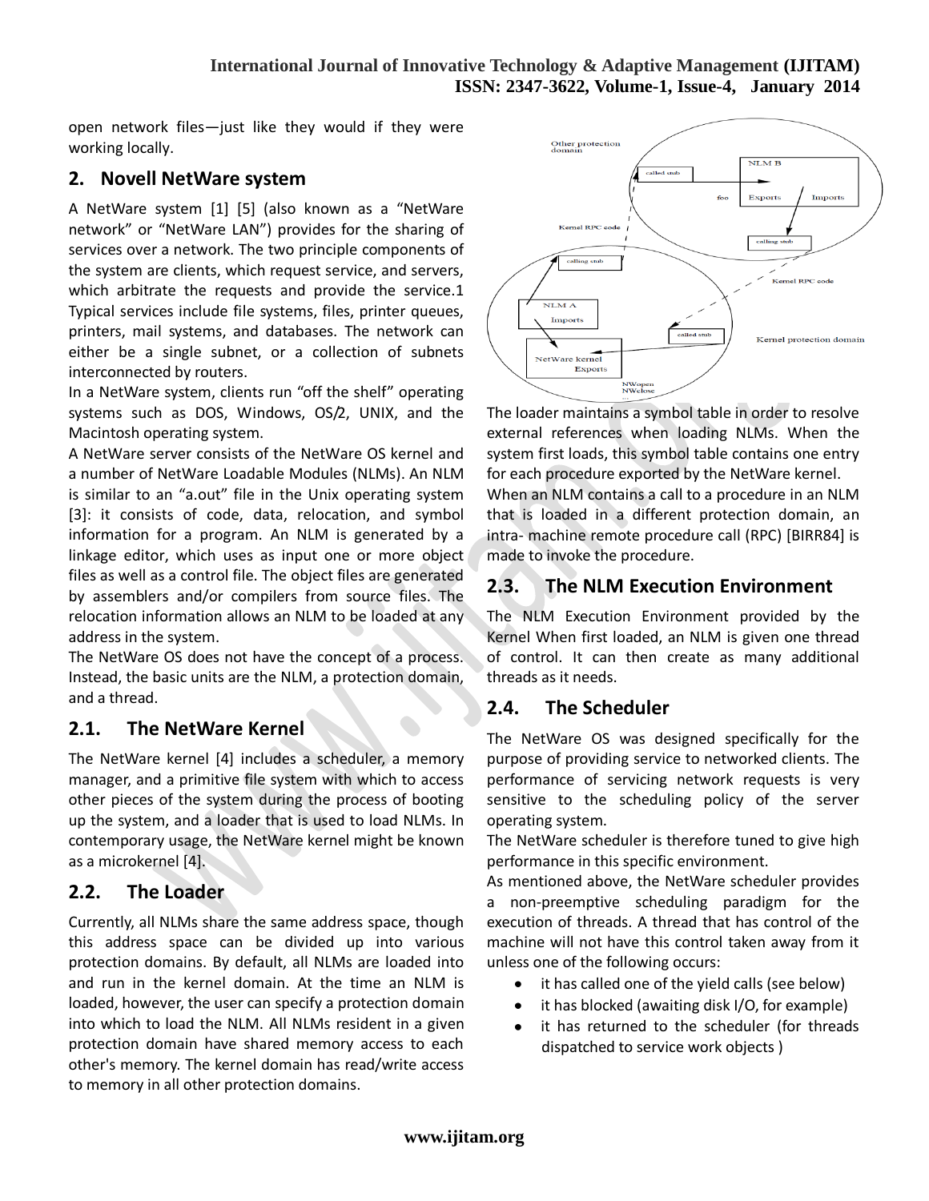open network files—just like they would if they were working locally.

## 2. Novell NetWare system

A NetWare system [1] [5] (also known as a "NetWare network" or "NetWare LAN") provides for the sharing of services over a network. The two principle components of the system are clients, which request service, and servers, which arbitrate the requests and provide the service.1 Typical services include file systems, files, printer queues, printers, mail systems, and databases. The network can either be a single subnet, or a collection of subnets interconnected by routers.

In a NetWare system, clients run "off the shelf" operating systems such as DOS, Windows, OS/2, UNIX, and the Macintosh operating system.

A NetWare server consists of the NetWare OS kernel and a number of NetWare Loadable Modules (NLMs). An NLM is similar to an "a.out" file in the Unix operating system [3]: it consists of code, data, relocation, and symbol information for a program. An NLM is generated by a linkage editor, which uses as input one or more object files as well as a control file. The object files are generated by assemblers and/or compilers from source files. The relocation information allows an NLM to be loaded at any address in the system.

The NetWare OS does not have the concept of a process. Instead, the basic units are the NLM, a protection domain, and a thread.

### 2.1. The NetWare Kernel

The NetWare kernel [4] includes a scheduler, a memory manager, and a primitive file system with which to access other pieces of the system during the process of booting up the system, and a loader that is used to load NLMs. In contemporary usage, the NetWare kernel might be known as a microkernel [4].

### 2.2. The Loader

Currently, all NLMs share the same address space, though this address space can be divided up into various protection domains. By default, all NLMs are loaded into and run in the kernel domain. At the time an NLM is loaded, however, the user can specify a protection domain into which to load the NLM. All NLMs resident in a given protection domain have shared memory access to each other's memory. The kernel domain has read/write access to memory in all other protection domains.

The loader maintains a symbol table in order to resolve external references when loading NLMs. When the system first loads, this symbol table contains one entry for each procedure exported by the NetWare kernel.

When an NLM contains a call to a procedure in an NLM that is loaded in a different protection domain, an intra- machine remote procedure call (RPC) [BIRR84] is made to invoke the procedure.

### 2.3. The NLM Execution Environment

The NLM Execution Environment provided by the Kernel When first loaded, an NLM is given one thread of control. It can then create as many additional threads as it needs.

### 2.4. The Scheduler

The NetWare OS was designed specifically for the purpose of providing service to networked clients. The performance of servicing network requests is very sensitive to the scheduling policy of the server operating system.

The NetWare scheduler is therefore tuned to give high performance in this specific environment.

As mentioned above, the NetWare scheduler provides a non-preemptive scheduling paradigm for the execution of threads. A thread that has control of the machine will not have this control taken away from it unless one of the following occurs:

- it has called one of the yield calls (see below)
- it has blocked (awaiting disk I/O, for example)
- it has returned to the scheduler (for threads dispatched to service work objects )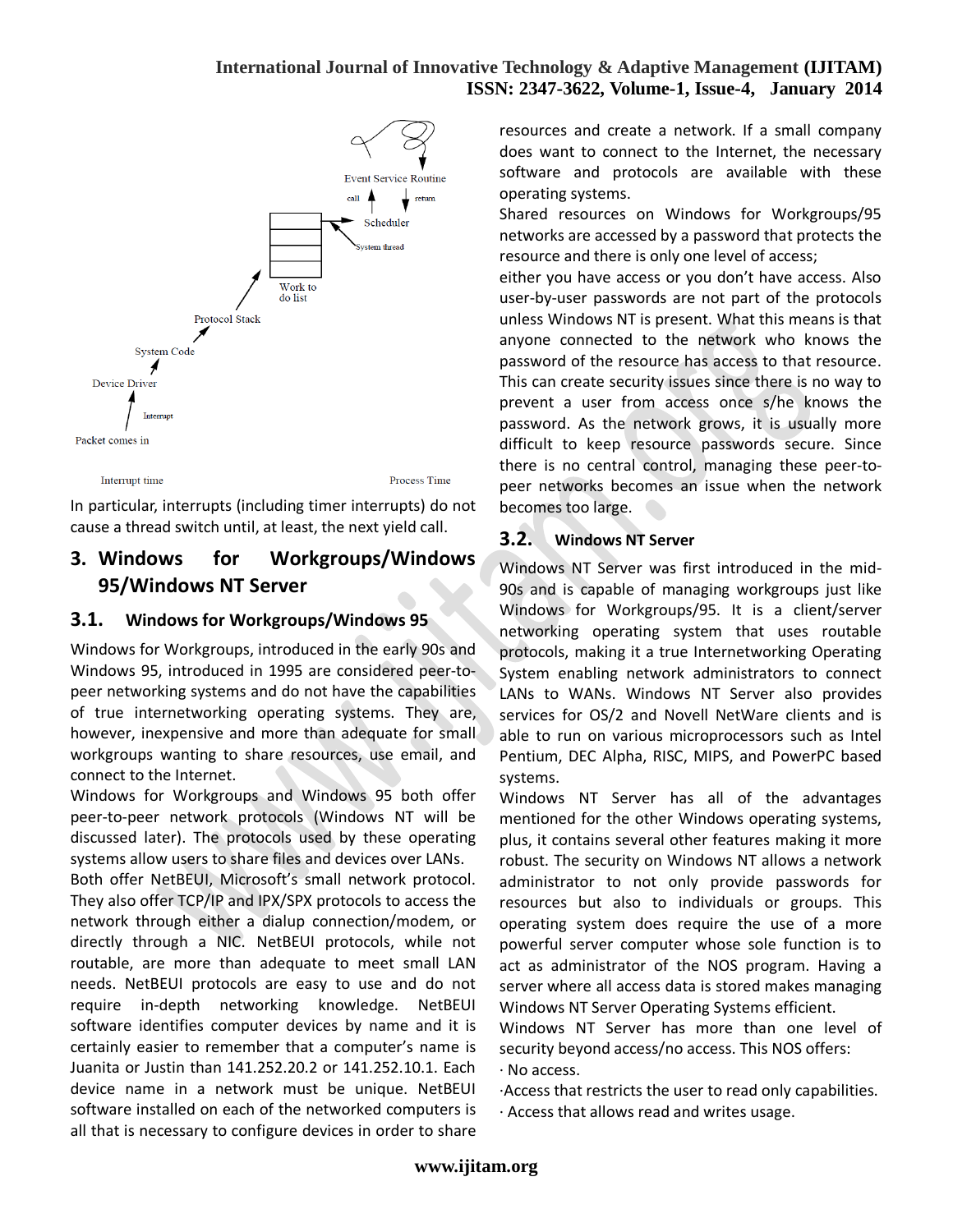In particular, interrupts (including timer interrupts) do not cause a thread switch until, at least, the next yield call.

## 3. Windows for Workgroups/Windows 95/Windows NT Server

### 3.1. Windows for Workgroups/Windows 95

Windows for Workgroups, introduced in the early 90s and Windows 95, introduced in 1995 are considered peer-to-peer networking systems and do not have the capabilities of true internetworking operating systems. They are, however, inexpensive and more than adequate for small workgroups wanting to share resources, use email, and connect to the Internet.

Windows for Workgroups and Windows 95 both offer peer-to-peer network protocols (Windows NT will be discussed later). The protocols used by these operating systems allow users to share files and devices over LANs.

Both offer NetBEUI, Microsoft's small network protocol. They also offer TCP/IP and IPX/SPX protocols to access the network through either a dialup connection/modem, or directly through a NIC. NetBEUI protocols, while not routable, are more than adequate to meet small LAN needs. NetBEUI protocols are easy to use and do not require in-depth networking knowledge. NetBEUI software identifies computer devices by name and it is certainly easier to remember that a computer's name is Juanita or Justin than 141.252.20.2 or 141.252.10.1. Each device name in a network must be unique. NetBEUI software installed on each of the networked computers is all that is necessary to configure devices in order to share resources and create a network. If a small company does want to connect to the Internet, the necessary software and protocols are available with these operating systems.

Shared resources on Windows for Workgroups/95 networks are accessed by a password that protects the resource and there is only one level of access;

either you have access or you don't have access. Also user-by-user passwords are not part of the protocols unless Windows NT is present. What this means is that anyone connected to the network who knows the password of the resource has access to that resource. This can create security issues since there is no way to prevent a user from access once s/he knows the password. As the network grows, it is usually more difficult to keep resource passwords secure. Since there is no central control, managing these peer-to-peer networks becomes an issue when the network becomes too large.

### 3.2. Windows NT Server

Windows NT Server was first introduced in the mid-90s and is capable of managing workgroups just like Windows for Workgroups/95. It is a client/server networking operating system that uses routable protocols, making it a true Internetworking Operating System enabling network administrators to connect LANs to WANs. Windows NT Server also provides services for OS/2 and Novell NetWare clients and is able to run on various microprocessors such as Intel Pentium, DEC Alpha, RISC, MIPS, and PowerPC based systems.

Windows NT Server has all of the advantages mentioned for the other Windows operating systems, plus, it contains several other features making it more robust. The security on Windows NT allows a network administrator to not only provide passwords for resources but also to individuals or groups. This operating system does require the use of a more powerful server computer whose sole function is to act as administrator of the NOS program. Having a server where all access data is stored makes managing Windows NT Server Operating Systems efficient.

Windows NT Server has more than one level of security beyond access/no access. This NOS offers:

- No access.
- Access that restricts the user to read only capabilities.
- Access that allows read and writes usage.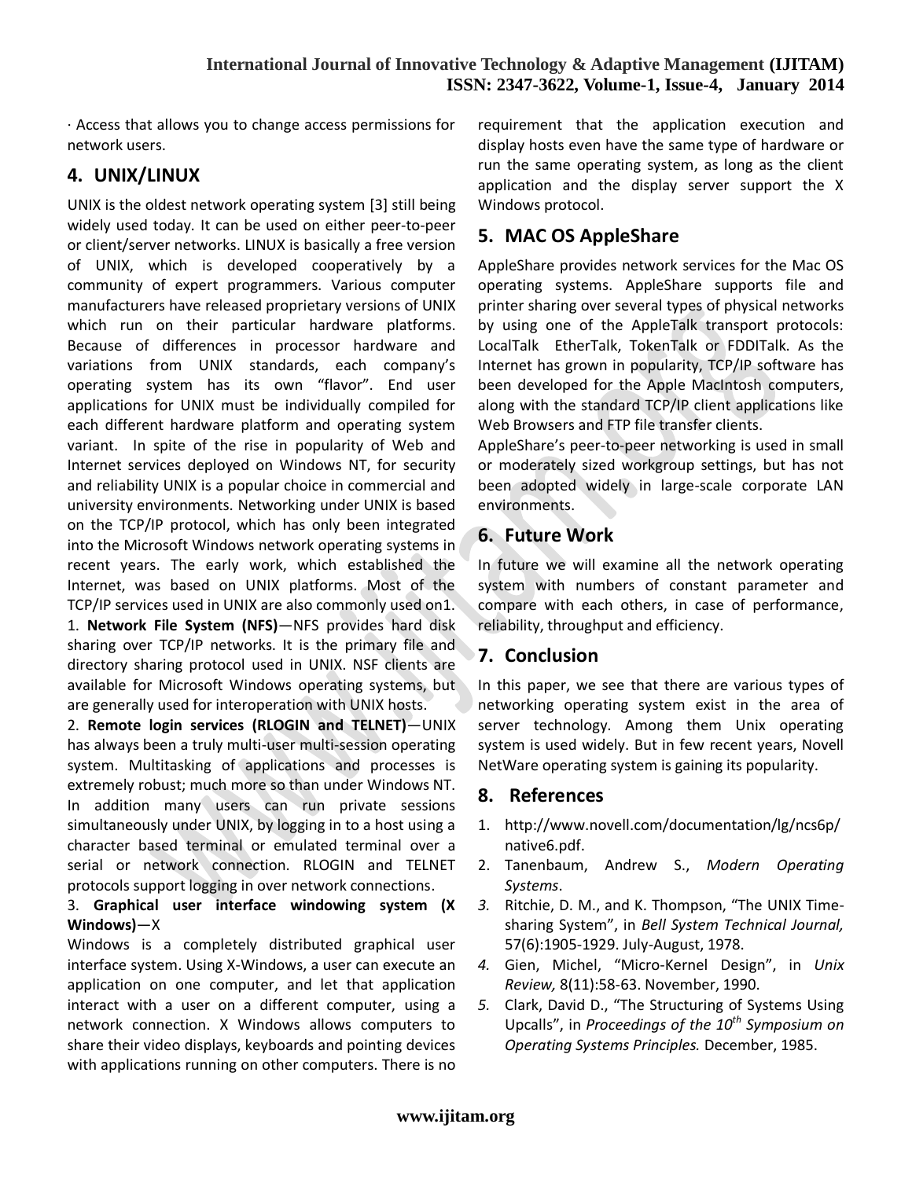· Access that allows you to change access permissions for network users.

## 4. UNIX/LINUX

UNIX is the oldest network operating system [3] still being widely used today. It can be used on either peer-to-peer or client/server networks. LINUX is basically a free version of UNIX, which is developed cooperatively by a community of expert programmers. Various computer manufacturers have released proprietary versions of UNIX which run on their particular hardware platforms. Because of differences in processor hardware and variations from UNIX standards, each company's operating system has its own "flavor". End user applications for UNIX must be individually compiled for each different hardware platform and operating system variant. In spite of the rise in popularity of Web and Internet services deployed on Windows NT, for security and reliability UNIX is a popular choice in commercial and university environments. Networking under UNIX is based on the TCP/IP protocol, which has only been integrated into the Microsoft Windows network operating systems in recent years. The early work, which established the Internet, was based on UNIX platforms. Most of the TCP/IP services used in UNIX are also commonly used on1.

1. **Network File System (NFS)**—NFS provides hard disk sharing over TCP/IP networks. It is the primary file and directory sharing protocol used in UNIX. NSF clients are available for Microsoft Windows operating systems, but are generally used for interoperation with UNIX hosts.

2. **Remote login services (RLOGIN and TELNET)**—UNIX has always been a truly multi-user multi-session operating system. Multitasking of applications and processes is extremely robust; much more so than under Windows NT. In addition many users can run private sessions simultaneously under UNIX, by logging in to a host using a character based terminal or emulated terminal over a serial or network connection. RLOGIN and TELNET protocols support logging in over network connections.

3. **Graphical user interface windowing system (X Windows)**—X

Windows is a completely distributed graphical user interface system. Using X-Windows, a user can execute an application on one computer, and let that application interact with a user on a different computer, using a network connection. X Windows allows computers to share their video displays, keyboards and pointing devices with applications running on other computers. There is no requirement that the application execution and display hosts even have the same type of hardware or run the same operating system, as long as the client application and the display server support the X Windows protocol.

## 5. MAC OS AppleShare

AppleShare provides network services for the Mac OS operating systems. AppleShare supports file and printer sharing over several types of physical networks by using one of the AppleTalk transport protocols: LocalTalk EtherTalk, TokenTalk or FDDITalk. As the Internet has grown in popularity, TCP/IP software has been developed for the Apple MacIntosh computers, along with the standard TCP/IP client applications like Web Browsers and FTP file transfer clients.

AppleShare's peer-to-peer networking is used in small or moderately sized workgroup settings, but has not been adopted widely in large-scale corporate LAN environments.

## 6. Future Work

In future we will examine all the network operating system with numbers of constant parameter and compare with each others, in case of performance, reliability, throughput and efficiency.

## 7. Conclusion

In this paper, we see that there are various types of networking operating system exist in the area of server technology. Among them Unix operating system is used widely. But in few recent years, Novell NetWare operating system is gaining its popularity.

## 8. References

1. http://www.novell.com/documentation/lg/ncs6p/native6.pdf.
2. Tanenbaum, Andrew S., *Modern Operating Systems*.
3. Ritchie, D. M., and K. Thompson, "The UNIX Time-sharing System", in *Bell System Technical Journal,* 57(6):1905-1929. July-August, 1978.
4. Gien, Michel, "Micro-Kernel Design", in *Unix Review,* 8(11):58-63. November, 1990.
5. Clark, David D., "The Structuring of Systems Using Upcalls", in *Proceedings of the 10th Symposium on Operating Systems Principles.* December, 1985.